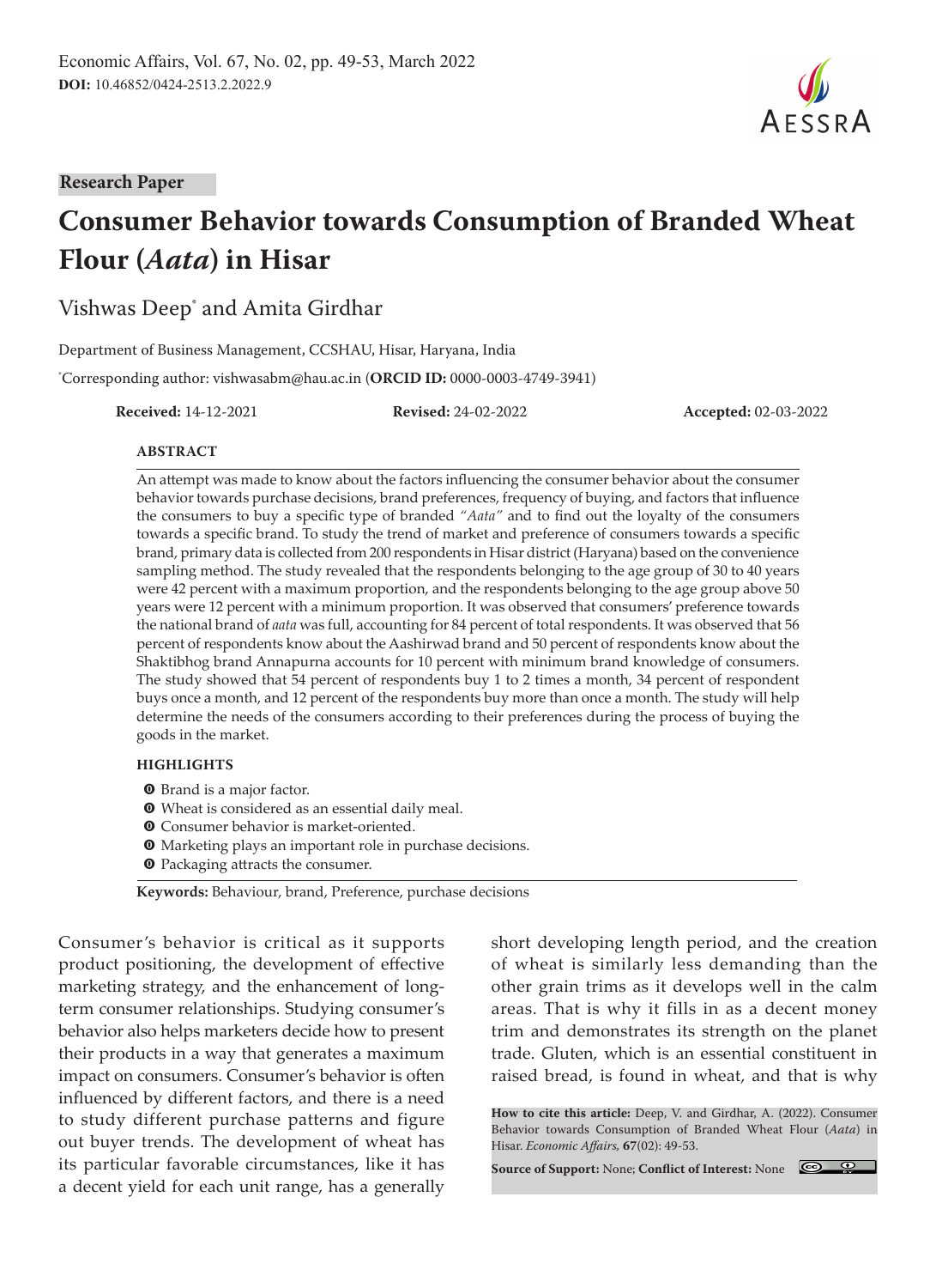Research Paper

# Consumer Behavior towards Consumption of Branded Wheat Flour (*Aata*) in Hisar

Vishwas Deep* and Amita Girdhar

Department of Business Management, CCSHAU, Hisar, Haryana, India

*Corresponding author: vishwasabm@hau.ac.in (**ORCID ID:** 0000-0003-4749-3941)

**Received:** 14-12-2021 **Revised:** 24-02-2022 **Accepted:** 02-03-2022

## ABSTRACT

An attempt was made to know about the factors influencing the consumer behavior about the consumer behavior towards purchase decisions, brand preferences, frequency of buying, and factors that influence the consumers to buy a specific type of branded *"Aata"* and to find out the loyalty of the consumers towards a specific brand. To study the trend of market and preference of consumers towards a specific brand, primary data is collected from 200 respondents in Hisar district (Haryana) based on the convenience sampling method. The study revealed that the respondents belonging to the age group of 30 to 40 years were 42 percent with a maximum proportion, and the respondents belonging to the age group above 50 years were 12 percent with a minimum proportion. It was observed that consumers' preference towards the national brand of *aata* was full, accounting for 84 percent of total respondents. It was observed that 56 percent of respondents know about the Aashirwad brand and 50 percent of respondents know about the Shaktibhog brand Annapurna accounts for 10 percent with minimum brand knowledge of consumers. The study showed that 54 percent of respondents buy 1 to 2 times a month, 34 percent of respondent buys once a month, and 12 percent of the respondents buy more than once a month. The study will help determine the needs of the consumers according to their preferences during the process of buying the goods in the market.

## HIGHLIGHTS

- Brand is a major factor.
- Wheat is considered as an essential daily meal.
- Consumer behavior is market-oriented.
- Marketing plays an important role in purchase decisions.
- Packaging attracts the consumer.

**Keywords:** Behaviour, brand, Preference, purchase decisions

Consumer's behavior is critical as it supports product positioning, the development of effective marketing strategy, and the enhancement of long-term consumer relationships. Studying consumer's behavior also helps marketers decide how to present their products in a way that generates a maximum impact on consumers. Consumer's behavior is often influenced by different factors, and there is a need to study different purchase patterns and figure out buyer trends. The development of wheat has its particular favorable circumstances, like it has a decent yield for each unit range, has a generally short developing length period, and the creation of wheat is similarly less demanding than the other grain trims as it develops well in the calm areas. That is why it fills in as a decent money trim and demonstrates its strength on the planet trade. Gluten, which is an essential constituent in raised bread, is found in wheat, and that is why

**How to cite this article:** Deep, V. and Girdhar, A. (2022). Consumer Behavior towards Consumption of Branded Wheat Flour (*Aata*) in Hisar. *Economic Affairs*, **67**(02): 49-53.

**Source of Support:** None; **Conflict of Interest:** None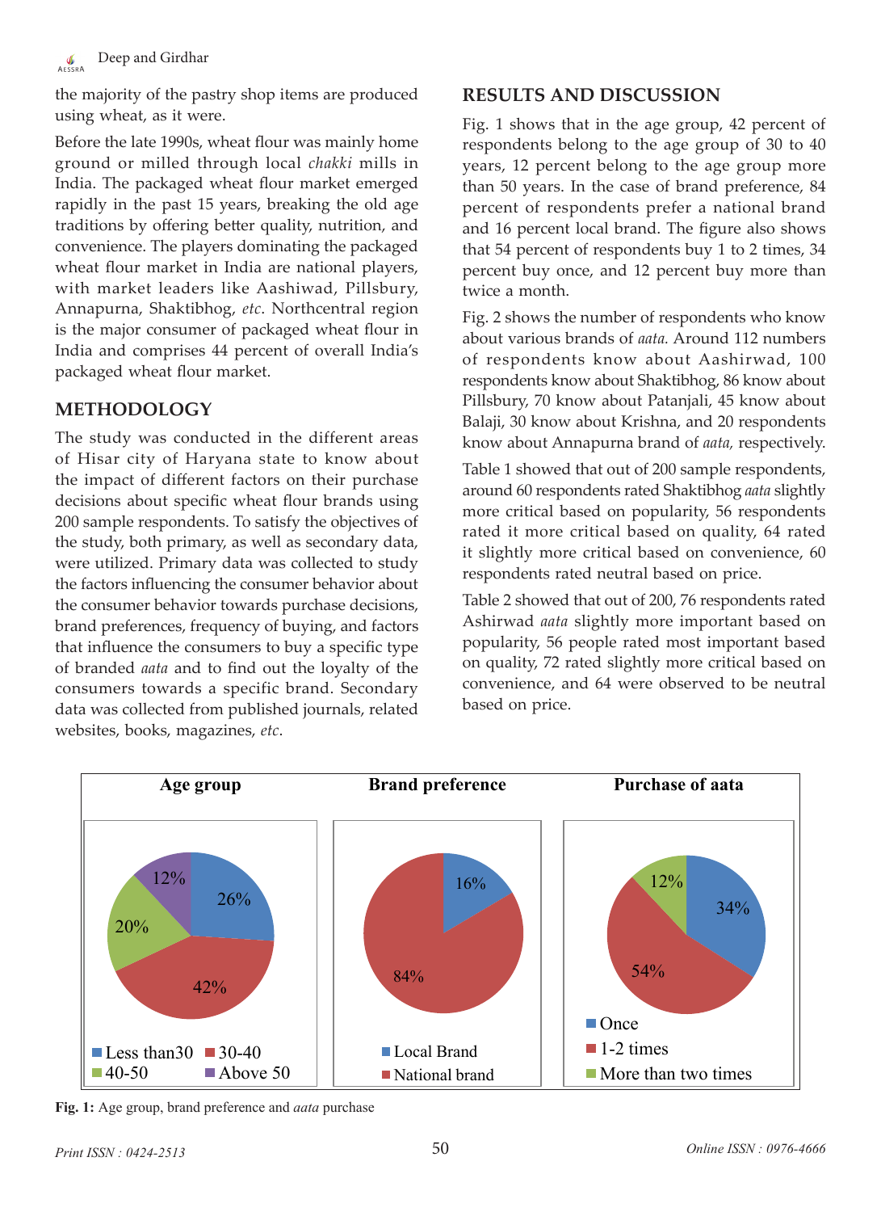the majority of the pastry shop items are produced using wheat, as it were.

Before the late 1990s, wheat flour was mainly home ground or milled through local *chakki* mills in India. The packaged wheat flour market emerged rapidly in the past 15 years, breaking the old age traditions by offering better quality, nutrition, and convenience. The players dominating the packaged wheat flour market in India are national players, with market leaders like Aashiwad, Pillsbury, Annapurna, Shaktibhog, *etc*. Northcentral region is the major consumer of packaged wheat flour in India and comprises 44 percent of overall India's packaged wheat flour market.

## METHODOLOGY

The study was conducted in the different areas of Hisar city of Haryana state to know about the impact of different factors on their purchase decisions about specific wheat flour brands using 200 sample respondents. To satisfy the objectives of the study, both primary, as well as secondary data, were utilized. Primary data was collected to study the factors influencing the consumer behavior about the consumer behavior towards purchase decisions, brand preferences, frequency of buying, and factors that influence the consumers to buy a specific type of branded *aata* and to find out the loyalty of the consumers towards a specific brand. Secondary data was collected from published journals, related websites, books, magazines, *etc*.

## RESULTS AND DISCUSSION

Fig. 1 shows that in the age group, 42 percent of respondents belong to the age group of 30 to 40 years, 12 percent belong to the age group more than 50 years. In the case of brand preference, 84 percent of respondents prefer a national brand and 16 percent local brand. The figure also shows that 54 percent of respondents buy 1 to 2 times, 34 percent buy once, and 12 percent buy more than twice a month.

Fig. 2 shows the number of respondents who know about various brands of *aata.* Around 112 numbers of respondents know about Aashirwad, 100 respondents know about Shaktibhog, 86 know about Pillsbury, 70 know about Patanjali, 45 know about Balaji, 30 know about Krishna, and 20 respondents know about Annapurna brand of *aata,* respectively.

Table 1 showed that out of 200 sample respondents, around 60 respondents rated Shaktibhog *aata* slightly more critical based on popularity, 56 respondents rated it more critical based on quality, 64 rated it slightly more critical based on convenience, 60 respondents rated neutral based on price.

Table 2 showed that out of 200, 76 respondents rated Ashirwad *aata* slightly more important based on popularity, 56 people rated most important based on quality, 72 rated slightly more critical based on convenience, and 64 were observed to be neutral based on price.

| Age group | | Brand preference | | Purchase of aata | |
|---|---|---|---|---|---|
| Less than30 | 26% | Local Brand | 16% | Once | 34% |
| 30-40 | 42% | National brand | 84% | 1-2 times | 54% |
| 40-50 | 20% | | | More than two times | 12% |
| Above 50 | 12% | | | | |

**Fig. 1:** Age group, brand preference and *aata* purchase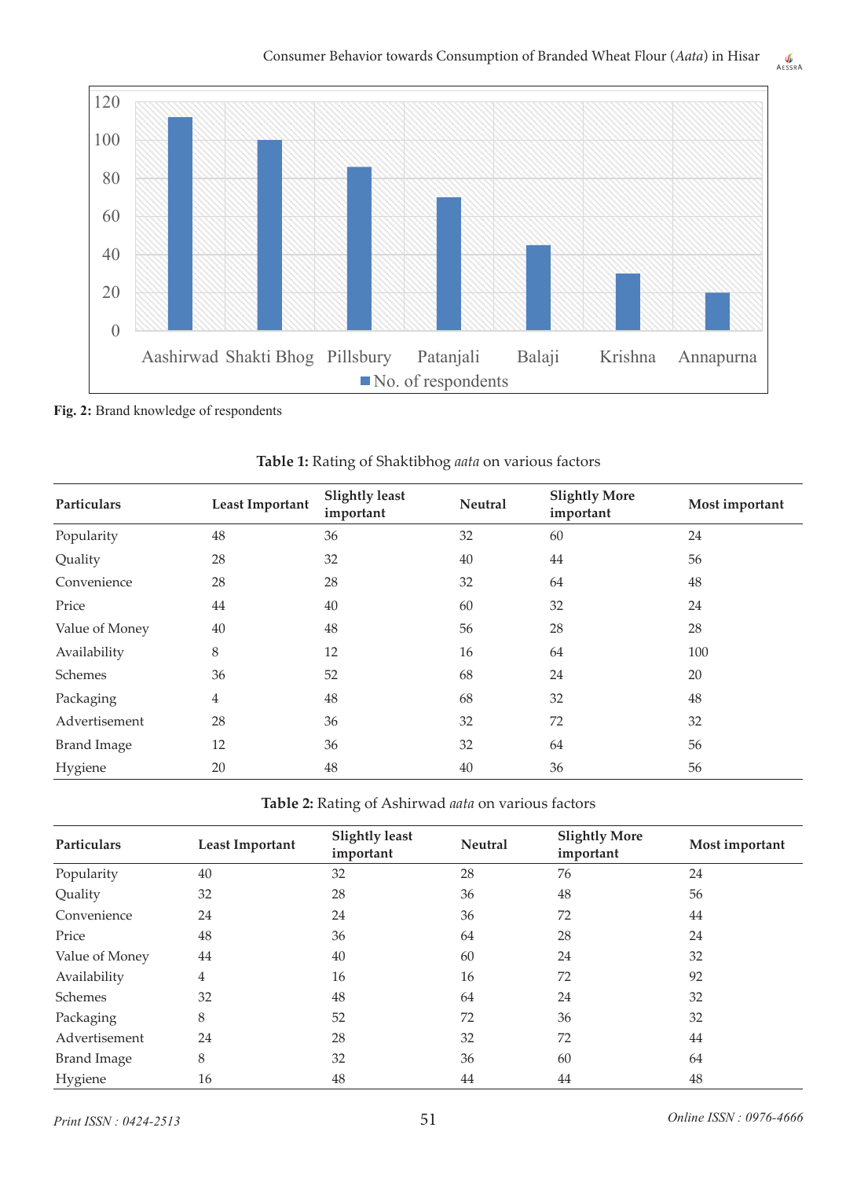**Fig. 2:** Brand knowledge of respondents

**Table 1:** Rating of Shaktibhog *aata* on various factors

| Particulars | Least Important | Slightly least important | Neutral | Slightly More important | Most important |
|---|---|---|---|---|---|
| Popularity | 48 | 36 | 32 | 60 | 24 |
| Quality | 28 | 32 | 40 | 44 | 56 |
| Convenience | 28 | 28 | 32 | 64 | 48 |
| Price | 44 | 40 | 60 | 32 | 24 |
| Value of Money | 40 | 48 | 56 | 28 | 28 |
| Availability | 8 | 12 | 16 | 64 | 100 |
| Schemes | 36 | 52 | 68 | 24 | 20 |
| Packaging | 4 | 48 | 68 | 32 | 48 |
| Advertisement | 28 | 36 | 32 | 72 | 32 |
| Brand Image | 12 | 36 | 32 | 64 | 56 |
| Hygiene | 20 | 48 | 40 | 36 | 56 |

**Table 2:** Rating of Ashirwad *aata* on various factors

| Particulars | Least Important | Slightly least important | Neutral | Slightly More important | Most important |
|---|---|---|---|---|---|
| Popularity | 40 | 32 | 28 | 76 | 24 |
| Quality | 32 | 28 | 36 | 48 | 56 |
| Convenience | 24 | 24 | 36 | 72 | 44 |
| Price | 48 | 36 | 64 | 28 | 24 |
| Value of Money | 44 | 40 | 60 | 24 | 32 |
| Availability | 4 | 16 | 16 | 72 | 92 |
| Schemes | 32 | 48 | 64 | 24 | 32 |
| Packaging | 8 | 52 | 72 | 36 | 32 |
| Advertisement | 24 | 28 | 32 | 72 | 44 |
| Brand Image | 8 | 32 | 36 | 60 | 64 |
| Hygiene | 16 | 48 | 44 | 44 | 48 |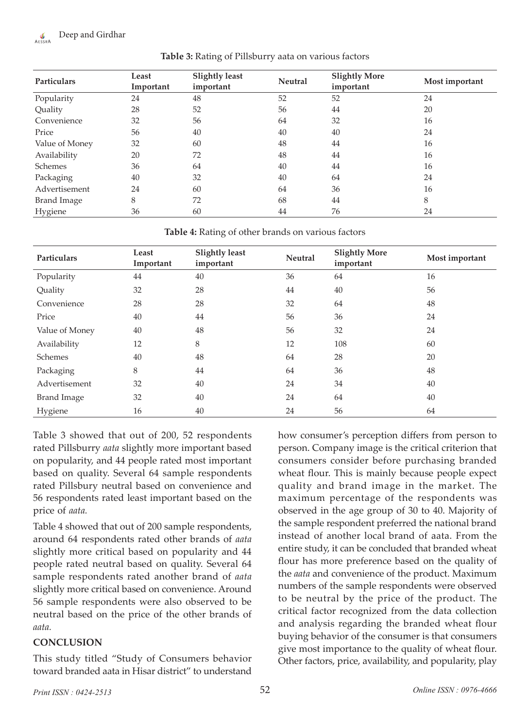**Table 3:** Rating of Pillsburry aata on various factors

| Particulars | Least Important | Slightly least important | Neutral | Slightly More important | Most important |
|---|---|---|---|---|---|
| Popularity | 24 | 48 | 52 | 52 | 24 |
| Quality | 28 | 52 | 56 | 44 | 20 |
| Convenience | 32 | 56 | 64 | 32 | 16 |
| Price | 56 | 40 | 40 | 40 | 24 |
| Value of Money | 32 | 60 | 48 | 44 | 16 |
| Availability | 20 | 72 | 48 | 44 | 16 |
| Schemes | 36 | 64 | 40 | 44 | 16 |
| Packaging | 40 | 32 | 40 | 64 | 24 |
| Advertisement | 24 | 60 | 64 | 36 | 16 |
| Brand Image | 8 | 72 | 68 | 44 | 8 |
| Hygiene | 36 | 60 | 44 | 76 | 24 |

**Table 4:** Rating of other brands on various factors

| Particulars | Least Important | Slightly least important | Neutral | Slightly More important | Most important |
|---|---|---|---|---|---|
| Popularity | 44 | 40 | 36 | 64 | 16 |
| Quality | 32 | 28 | 44 | 40 | 56 |
| Convenience | 28 | 28 | 32 | 64 | 48 |
| Price | 40 | 44 | 56 | 36 | 24 |
| Value of Money | 40 | 48 | 56 | 32 | 24 |
| Availability | 12 | 8 | 12 | 108 | 60 |
| Schemes | 40 | 48 | 64 | 28 | 20 |
| Packaging | 8 | 44 | 64 | 36 | 48 |
| Advertisement | 32 | 40 | 24 | 34 | 40 |
| Brand Image | 32 | 40 | 24 | 64 | 40 |
| Hygiene | 16 | 40 | 24 | 56 | 64 |

Table 3 showed that out of 200, 52 respondents rated Pillsburry *aata* slightly more important based on popularity, and 44 people rated most important based on quality. Several 64 sample respondents rated Pillsbury neutral based on convenience and 56 respondents rated least important based on the price of *aata*.

Table 4 showed that out of 200 sample respondents, around 64 respondents rated other brands of *aata* slightly more critical based on popularity and 44 people rated neutral based on quality. Several 64 sample respondents rated another brand of *aata* slightly more critical based on convenience. Around 56 sample respondents were also observed to be neutral based on the price of the other brands of *aata*.

## CONCLUSION

This study titled "Study of Consumers behavior toward branded aata in Hisar district" to understand how consumer's perception differs from person to person. Company image is the critical criterion that consumers consider before purchasing branded wheat flour. This is mainly because people expect quality and brand image in the market. The maximum percentage of the respondents was observed in the age group of 30 to 40. Majority of the sample respondent preferred the national brand instead of another local brand of aata. From the entire study, it can be concluded that branded wheat flour has more preference based on the quality of the *aata* and convenience of the product. Maximum numbers of the sample respondents were observed to be neutral by the price of the product. The critical factor recognized from the data collection and analysis regarding the branded wheat flour buying behavior of the consumer is that consumers give most importance to the quality of wheat flour. Other factors, price, availability, and popularity, play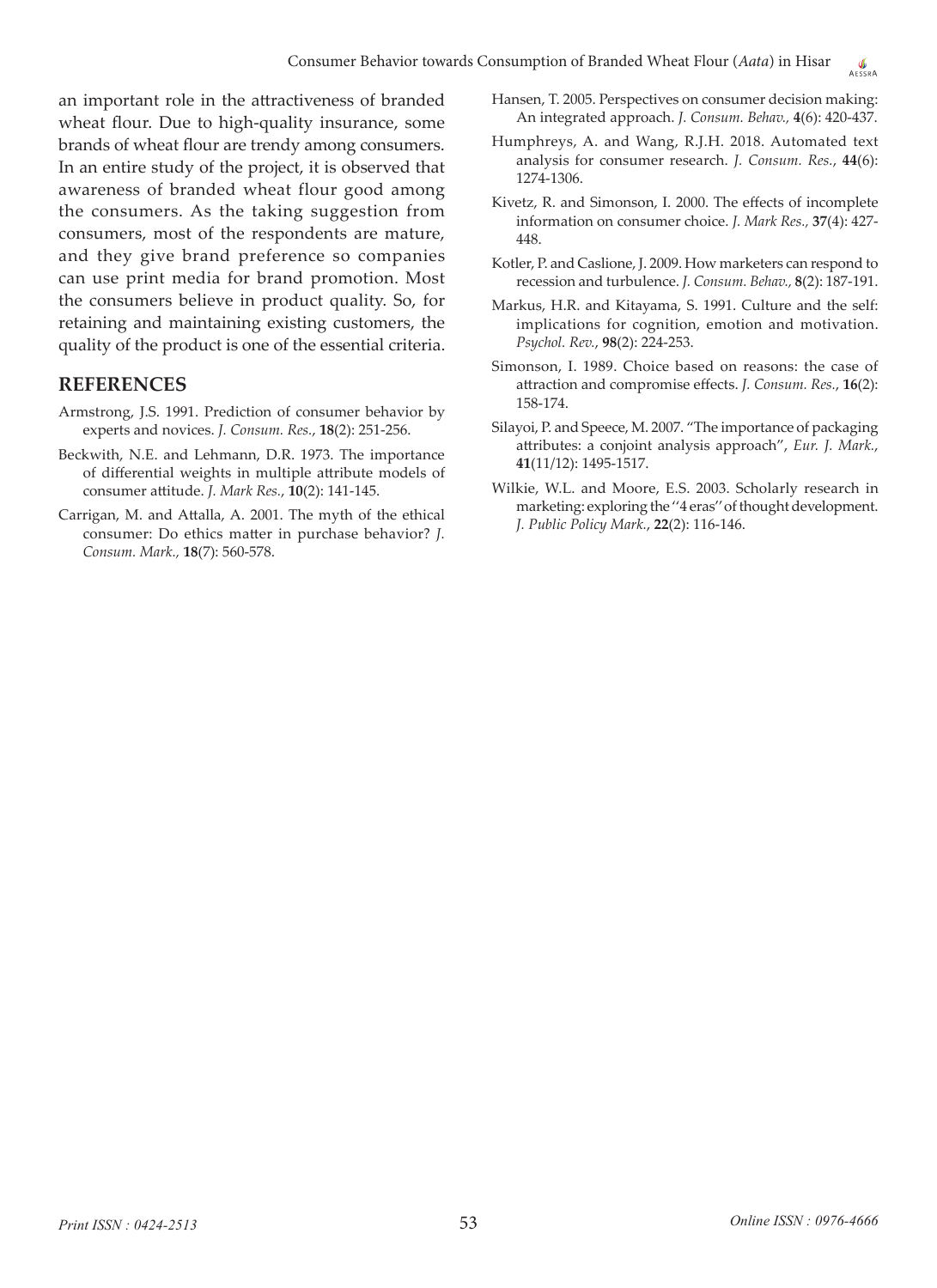an important role in the attractiveness of branded wheat flour. Due to high-quality insurance, some brands of wheat flour are trendy among consumers. In an entire study of the project, it is observed that awareness of branded wheat flour good among the consumers. As the taking suggestion from consumers, most of the respondents are mature, and they give brand preference so companies can use print media for brand promotion. Most the consumers believe in product quality. So, for retaining and maintaining existing customers, the quality of the product is one of the essential criteria.

## REFERENCES

Armstrong, J.S. 1991. Prediction of consumer behavior by experts and novices. *J. Consum. Res.*, **18**(2): 251-256.

Beckwith, N.E. and Lehmann, D.R. 1973. The importance of differential weights in multiple attribute models of consumer attitude. *J. Mark Res.*, **10**(2): 141-145.

Carrigan, M. and Attalla, A. 2001. The myth of the ethical consumer: Do ethics matter in purchase behavior? *J. Consum. Mark.*, **18**(7): 560-578.

Hansen, T. 2005. Perspectives on consumer decision making: An integrated approach. *J. Consum. Behav.*, **4**(6): 420-437.

Humphreys, A. and Wang, R.J.H. 2018. Automated text analysis for consumer research. *J. Consum. Res.*, **44**(6): 1274-1306.

Kivetz, R. and Simonson, I. 2000. The effects of incomplete information on consumer choice. *J. Mark Res.*, **37**(4): 427-448.

Kotler, P. and Caslione, J. 2009. How marketers can respond to recession and turbulence. *J. Consum. Behav.*, **8**(2): 187-191.

Markus, H.R. and Kitayama, S. 1991. Culture and the self: implications for cognition, emotion and motivation. *Psychol. Rev.*, **98**(2): 224-253.

Simonson, I. 1989. Choice based on reasons: the case of attraction and compromise effects. *J. Consum. Res.*, **16**(2): 158-174.

Silayoi, P. and Speece, M. 2007. "The importance of packaging attributes: a conjoint analysis approach", *Eur. J. Mark.*, **41**(11/12): 1495-1517.

Wilkie, W.L. and Moore, E.S. 2003. Scholarly research in marketing: exploring the ''4 eras'' of thought development. *J. Public Policy Mark.*, **22**(2): 116-146.